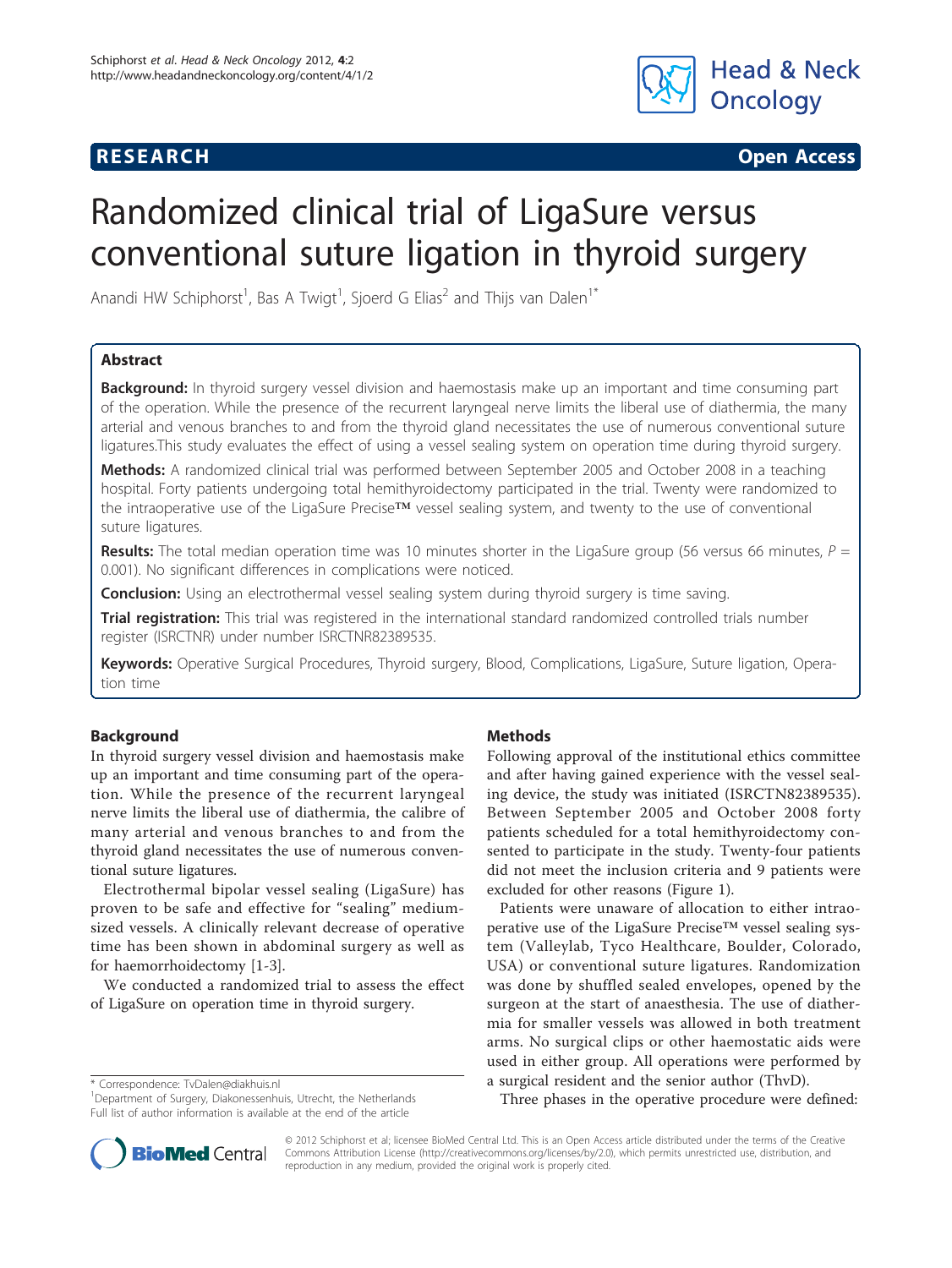**RESEARCH** **Open Access**

# Randomized clinical trial of LigaSure versus conventional suture ligation in thyroid surgery

Anandi HW Schiphorst[1], Bas A Twigt[1], Sjoerd G Elias[2] and Thijs van Dalen[1*]

## Abstract

**Background:** In thyroid surgery vessel division and haemostasis make up an important and time consuming part of the operation. While the presence of the recurrent laryngeal nerve limits the liberal use of diathermia, the many arterial and venous branches to and from the thyroid gland necessitates the use of numerous conventional suture ligatures.This study evaluates the effect of using a vessel sealing system on operation time during thyroid surgery.

**Methods:** A randomized clinical trial was performed between September 2005 and October 2008 in a teaching hospital. Forty patients undergoing total hemithyroidectomy participated in the trial. Twenty were randomized to the intraoperative use of the LigaSure Precise™ vessel sealing system, and twenty to the use of conventional suture ligatures.

**Results:** The total median operation time was 10 minutes shorter in the LigaSure group (56 versus 66 minutes, *P* = 0.001). No significant differences in complications were noticed.

**Conclusion:** Using an electrothermal vessel sealing system during thyroid surgery is time saving.

**Trial registration:** This trial was registered in the international standard randomized controlled trials number register (ISRCTNR) under number ISRCTNR82389535.

**Keywords:** Operative Surgical Procedures, Thyroid surgery, Blood, Complications, LigaSure, Suture ligation, Operation time

## Background

In thyroid surgery vessel division and haemostasis make up an important and time consuming part of the operation. While the presence of the recurrent laryngeal nerve limits the liberal use of diathermia, the calibre of many arterial and venous branches to and from the thyroid gland necessitates the use of numerous conventional suture ligatures.

Electrothermal bipolar vessel sealing (LigaSure) has proven to be safe and effective for "sealing" medium-sized vessels. A clinically relevant decrease of operative time has been shown in abdominal surgery as well as for haemorrhoidectomy [1-3].

We conducted a randomized trial to assess the effect of LigaSure on operation time in thyroid surgery.

## Methods

Following approval of the institutional ethics committee and after having gained experience with the vessel sealing device, the study was initiated (ISRCTN82389535). Between September 2005 and October 2008 forty patients scheduled for a total hemithyroidectomy consented to participate in the study. Twenty-four patients did not meet the inclusion criteria and 9 patients were excluded for other reasons (Figure 1).

Patients were unaware of allocation to either intraoperative use of the LigaSure Precise™ vessel sealing system (Valleylab, Tyco Healthcare, Boulder, Colorado, USA) or conventional suture ligatures. Randomization was done by shuffled sealed envelopes, opened by the surgeon at the start of anaesthesia. The use of diathermia for smaller vessels was allowed in both treatment arms. No surgical clips or other haemostatic aids were used in either group. All operations were performed by a surgical resident and the senior author (ThvD).

Three phases in the operative procedure were defined:

\* Correspondence: TvDalen@diakhuis.nl
[1]Department of Surgery, Diakonessenhuis, Utrecht, the Netherlands
Full list of author information is available at the end of the article

© 2012 Schiphorst et al; licensee BioMed Central Ltd. This is an Open Access article distributed under the terms of the Creative Commons Attribution License (http://creativecommons.org/licenses/by/2.0), which permits unrestricted use, distribution, and reproduction in any medium, provided the original work is properly cited.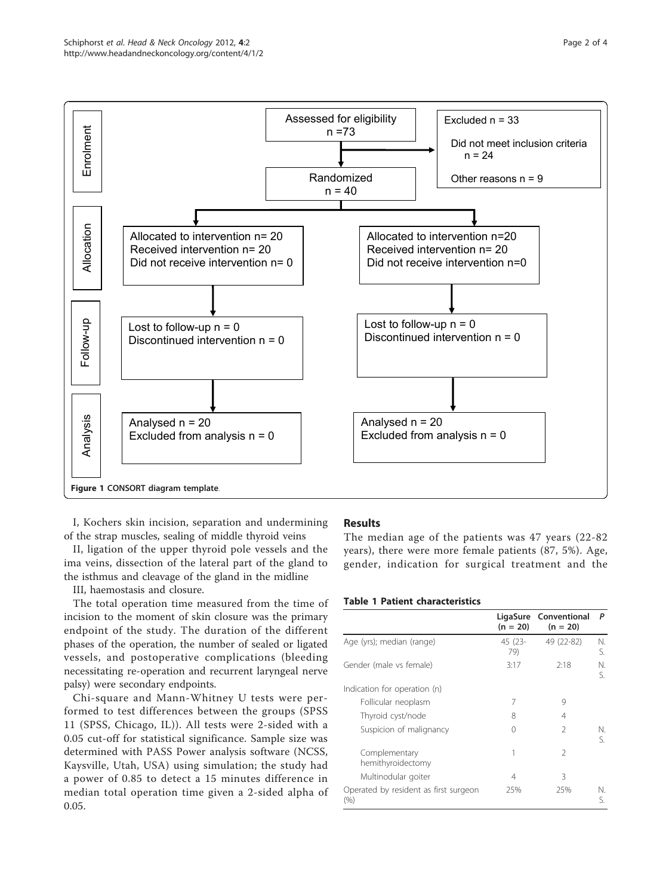Assessed for eligibility n =73

Excluded n = 33

Did not meet inclusion criteria n = 24

Other reasons n = 9

Randomized n = 40

| | | |
|---|---|---|
| Enrolment | Assessed for eligibility n = 73; Randomized n = 40 | Excluded n = 33 (Did not meet inclusion criteria n = 24; Other reasons n = 9) |
| Allocation | Allocated to intervention n= 20<br>Received intervention n= 20<br>Did not receive intervention n= 0 | Allocated to intervention n=20<br>Received intervention n= 20<br>Did not receive intervention n=0 |
| Follow-up | Lost to follow-up n = 0<br>Discontinued intervention n = 0 | Lost to follow-up n = 0<br>Discontinued intervention n = 0 |
| Analysis | Analysed n = 20<br>Excluded from analysis n = 0 | Analysed n = 20<br>Excluded from analysis n = 0 |

**Figure 1 CONSORT diagram template**.

I, Kochers skin incision, separation and undermining of the strap muscles, sealing of middle thyroid veins

II, ligation of the upper thyroid pole vessels and the ima veins, dissection of the lateral part of the gland to the isthmus and cleavage of the gland in the midline

III, haemostasis and closure.

The total operation time measured from the time of incision to the moment of skin closure was the primary endpoint of the study. The duration of the different phases of the operation, the number of sealed or ligated vessels, and postoperative complications (bleeding necessitating re-operation and recurrent laryngeal nerve palsy) were secondary endpoints.

Chi-square and Mann-Whitney U tests were performed to test differences between the groups (SPSS 11 (SPSS, Chicago, IL)). All tests were 2-sided with a 0.05 cut-off for statistical significance. Sample size was determined with PASS Power analysis software (NCSS, Kaysville, Utah, USA) using simulation; the study had a power of 0.85 to detect a 15 minutes difference in median total operation time given a 2-sided alpha of 0.05.

## Results

The median age of the patients was 47 years (22-82 years), there were more female patients (87, 5%). Age, gender, indication for surgical treatment and the

**Table 1 Patient characteristics**

| | LigaSure (n = 20) | Conventional (n = 20) | *P* |
|---|---|---|---|
| Age (yrs); median (range) | 45 (23-79) | 49 (22-82) | N.S. |
| Gender (male vs female) | 3:17 | 2:18 | N.S. |
| Indication for operation (n) | | | |
| Follicular neoplasm | 7 | 9 | |
| Thyroid cyst/node | 8 | 4 | |
| Suspicion of malignancy | 0 | 2 | N.S. |
| Complementary hemithyroidectomy | 1 | 2 | |
| Multinodular goiter | 4 | 3 | |
| Operated by resident as first surgeon (%) | 25% | 25% | N.S. |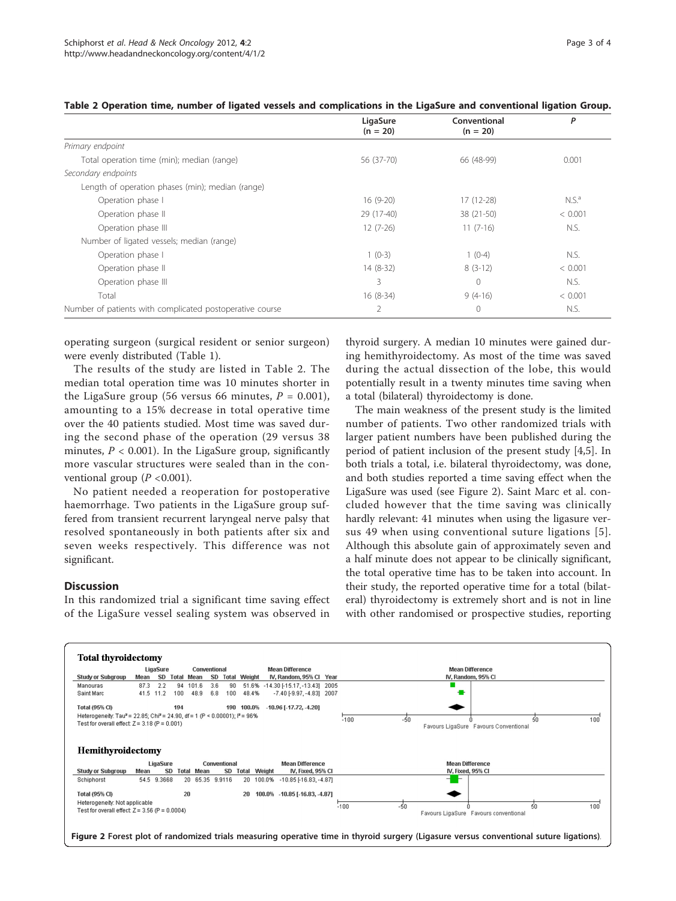**Table 2 Operation time, number of ligated vessels and complications in the LigaSure and conventional ligation Group.**

| | LigaSure (n = 20) | Conventional (n = 20) | P |
|---|---|---|---|
| *Primary endpoint* | | | |
| Total operation time (min); median (range) | 56 (37-70) | 66 (48-99) | 0.001 |
| *Secondary endpoints* | | | |
| Length of operation phases (min); median (range) | | | |
| Operation phase I | 16 (9-20) | 17 (12-28) | N.S.[a] |
| Operation phase II | 29 (17-40) | 38 (21-50) | < 0.001 |
| Operation phase III | 12 (7-26) | 11 (7-16) | N.S. |
| Number of ligated vessels; median (range) | | | |
| Operation phase I | 1 (0-3) | 1 (0-4) | N.S. |
| Operation phase II | 14 (8-32) | 8 (3-12) | < 0.001 |
| Operation phase III | 3 | 0 | N.S. |
| Total | 16 (8-34) | 9 (4-16) | < 0.001 |
| Number of patients with complicated postoperative course | 2 | 0 | N.S. |

operating surgeon (surgical resident or senior surgeon) were evenly distributed (Table 1).

The results of the study are listed in Table 2. The median total operation time was 10 minutes shorter in the LigaSure group (56 versus 66 minutes, $P = 0.001$), amounting to a 15% decrease in total operative time over the 40 patients studied. Most time was saved during the second phase of the operation (29 versus 38 minutes, $P < 0.001$). In the LigaSure group, significantly more vascular structures were sealed than in the conventional group ($P < 0.001$).

No patient needed a reoperation for postoperative haemorrhage. Two patients in the LigaSure group suffered from transient recurrent laryngeal nerve palsy that resolved spontaneously in both patients after six and seven weeks respectively. This difference was not significant.

## Discussion

In this randomized trial a significant time saving effect of the LigaSure vessel sealing system was observed in thyroid surgery. A median 10 minutes were gained during hemithyroidectomy. As most of the time was saved during the actual dissection of the lobe, this would potentially result in a twenty minutes time saving when a total (bilateral) thyroidectomy is done.

The main weakness of the present study is the limited number of patients. Two other randomized trials with larger patient numbers have been published during the period of patient inclusion of the present study [4,5]. In both trials a total, i.e. bilateral thyroidectomy, was done, and both studies reported a time saving effect when the LigaSure was used (see Figure 2). Saint Marc et al. concluded however that the time saving was clinically hardly relevant: 41 minutes when using the ligasure versus 49 when using conventional suture ligations [5]. Although this absolute gain of approximately seven and a half minute does not appear to be clinically significant, the total operative time has to be taken into account. In their study, the reported operative time for a total (bilateral) thyroidectomy is extremely short and is not in line with other randomised or prospective studies, reporting

**Total thyroidectomy**

| Study or Subgroup | LigaSure Mean | SD | Total | Conventional Mean | SD | Total | Weight | Mean Difference IV, Random, 95% CI | Year |
|---|---|---|---|---|---|---|---|---|---|
| Manouras | 87.3 | 2.2 | 94 | 101.6 | 3.6 | 90 | 51.6% | -14.30 [-15.17, -13.43] | 2005 |
| Saint Marc | 41.5 | 11.2 | 100 | 48.9 | 6.8 | 100 | 48.4% | -7.40 [-9.97, -4.83] | 2007 |
| Total (95% CI) | | | 194 | | | 190 | 100.0% | -10.96 [-17.72, -4.20] | |

Heterogeneity: Tau² = 22.85; Chi² = 24.90, df = 1 (P < 0.00001); I² = 96%
Test for overall effect: Z = 3.18 (P = 0.001)

**Hemithyroidectomy**

| Study or Subgroup | LigaSure Mean | SD | Total | Conventional Mean | SD | Total | Weight | Mean Difference IV, Fixed, 95% CI |
|---|---|---|---|---|---|---|---|---|
| Schiphorst | 54.5 | 9.3668 | 20 | 65.35 | 9.9116 | 20 | 100.0% | -10.85 [-16.83, -4.87] |
| Total (95% CI) | | | 20 | | | 20 | 100.0% | -10.85 [-16.83, -4.87] |

Heterogeneity: Not applicable
Test for overall effect: Z = 3.56 (P = 0.0004)

Favours LigaSure / Favours Conventional

**Figure 2 Forest plot of randomized trials measuring operative time in thyroid surgery (Ligasure versus conventional suture ligations).**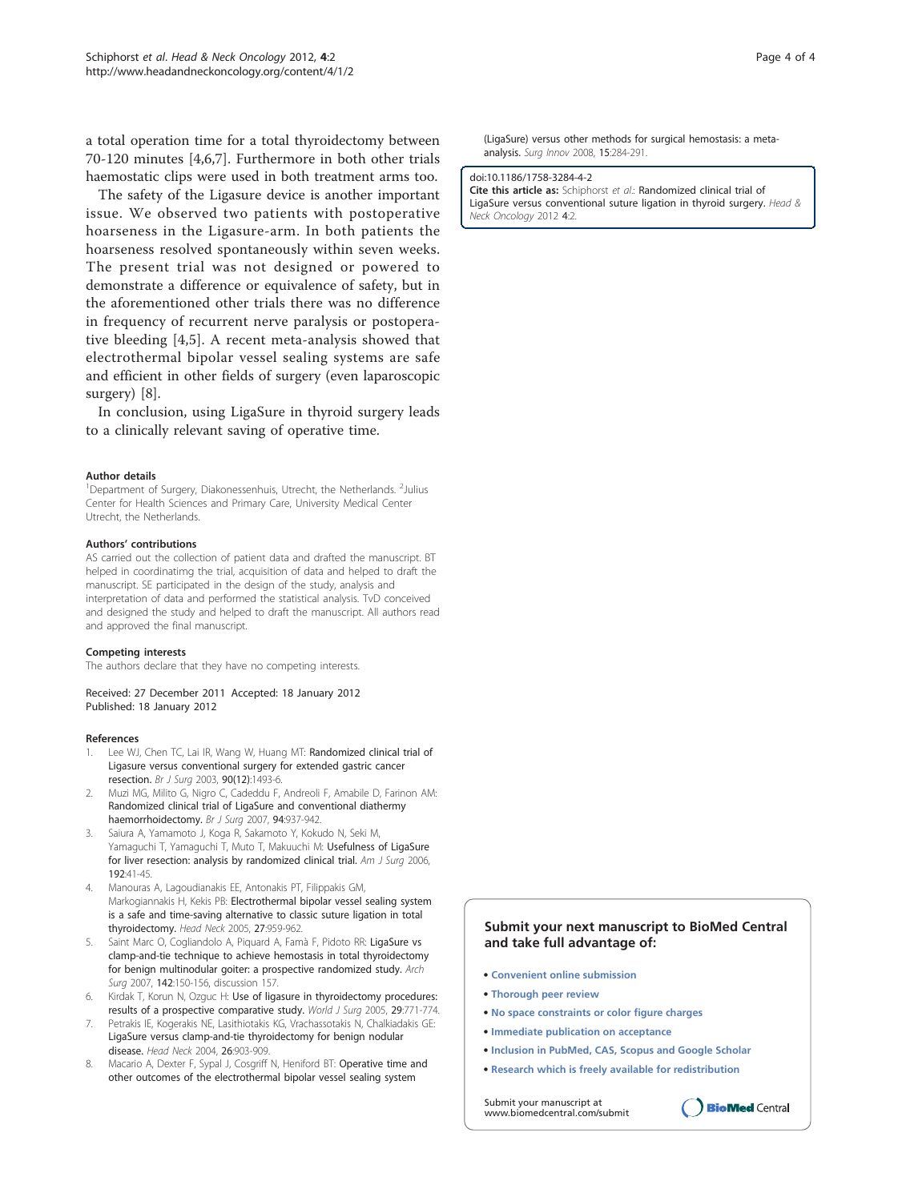a total operation time for a total thyroidectomy between 70-120 minutes [4,6,7]. Furthermore in both other trials haemostatic clips were used in both treatment arms too.

The safety of the Ligasure device is another important issue. We observed two patients with postoperative hoarseness in the Ligasure-arm. In both patients the hoarseness resolved spontaneously within seven weeks. The present trial was not designed or powered to demonstrate a difference or equivalence of safety, but in the aforementioned other trials there was no difference in frequency of recurrent nerve paralysis or postoperative bleeding [4,5]. A recent meta-analysis showed that electrothermal bipolar vessel sealing systems are safe and efficient in other fields of surgery (even laparoscopic surgery) [8].

In conclusion, using LigaSure in thyroid surgery leads to a clinically relevant saving of operative time.

#### Author details

[1]Department of Surgery, Diakonessenhuis, Utrecht, the Netherlands. [2]Julius Center for Health Sciences and Primary Care, University Medical Center Utrecht, the Netherlands.

#### Authors' contributions

AS carried out the collection of patient data and drafted the manuscript. BT helped in coordinatimg the trial, acquisition of data and helped to draft the manuscript. SE participated in the design of the study, analysis and interpretation of data and performed the statistical analysis. TvD conceived and designed the study and helped to draft the manuscript. All authors read and approved the final manuscript.

#### Competing interests

The authors declare that they have no competing interests.

Received: 27 December 2011 Accepted: 18 January 2012
Published: 18 January 2012

#### References

1. Lee WJ, Chen TC, Lai IR, Wang W, Huang MT: **Randomized clinical trial of Ligasure versus conventional surgery for extended gastric cancer resection.** *Br J Surg* 2003, **90(12)**:1493-6.
2. Muzi MG, Milito G, Nigro C, Cadeddu F, Andreoli F, Amabile D, Farinon AM: **Randomized clinical trial of LigaSure and conventional diathermy haemorrhoidectomy.** *Br J Surg* 2007, **94**:937-942.
3. Saiura A, Yamamoto J, Koga R, Sakamoto Y, Kokudo N, Seki M, Yamaguchi T, Yamaguchi T, Muto T, Makuuchi M: **Usefulness of LigaSure for liver resection: analysis by randomized clinical trial.** *Am J Surg* 2006, **192**:41-45.
4. Manouras A, Lagoudianakis EE, Antonakis PT, Filippakis GM, Markogiannakis H, Kekis PB: **Electrothermal bipolar vessel sealing system is a safe and time-saving alternative to classic suture ligation in total thyroidectomy.** *Head Neck* 2005, **27**:959-962.
5. Saint Marc O, Cogliandolo A, Piquard A, Famà F, Pidoto RR: **LigaSure vs clamp-and-tie technique to achieve hemostasis in total thyroidectomy for benign multinodular goiter: a prospective randomized study.** *Arch Surg* 2007, **142**:150-156, discussion 157.
6. Kirdak T, Korun N, Ozguc H: **Use of ligasure in thyroidectomy procedures: results of a prospective comparative study.** *World J Surg* 2005, **29**:771-774.
7. Petrakis IE, Kogerakis NE, Lasithiotakis KG, Vrachassotakis N, Chalkiadakis GE: **LigaSure versus clamp-and-tie thyroidectomy for benign nodular disease.** *Head Neck* 2004, **26**:903-909.
8. Macario A, Dexter F, Sypal J, Cosgriff N, Heniford BT: **Operative time and other outcomes of the electrothermal bipolar vessel sealing system (LigaSure) versus other methods for surgical hemostasis: a meta-analysis.** *Surg Innov* 2008, **15**:284-291.

doi:10.1186/1758-3284-4-2
**Cite this article as:** Schiphorst *et al.*: Randomized clinical trial of LigaSure versus conventional suture ligation in thyroid surgery. *Head & Neck Oncology* 2012 **4**:2.

**Submit your next manuscript to BioMed Central and take full advantage of:**

- **Convenient online submission**
- **Thorough peer review**
- **No space constraints or color figure charges**
- **Immediate publication on acceptance**
- **Inclusion in PubMed, CAS, Scopus and Google Scholar**
- **Research which is freely available for redistribution**

Submit your manuscript at
www.biomedcentral.com/submit

BioMed Central